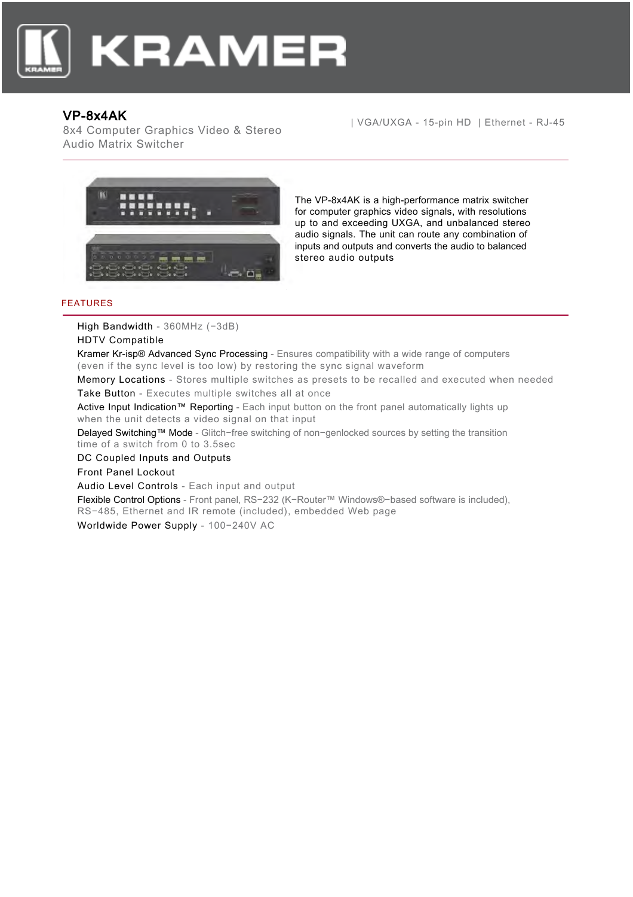# VP-8x4AK

8x4 Computer Graphics Video & Stereo Audio Matrix Switcher

| VGA/UXGA - 15-pin HD | Ethernet - RJ-45

The VP-8x4AK is a high-performance matrix switcher for computer graphics video signals, with resolutions up to and exceeding UXGA, and unbalanced stereo audio signals. The unit can route any combination of inputs and outputs and converts the audio to balanced stereo audio outputs

## FEATURES

- High Bandwidth - 360MHz (−3dB)
- HDTV Compatible
- Kramer Kr-isp® Advanced Sync Processing - Ensures compatibility with a wide range of computers (even if the sync level is too low) by restoring the sync signal waveform
- Memory Locations - Stores multiple switches as presets to be recalled and executed when needed
- Take Button - Executes multiple switches all at once
- Active Input Indication™ Reporting - Each input button on the front panel automatically lights up when the unit detects a video signal on that input
- Delayed Switching™ Mode - Glitch−free switching of non−genlocked sources by setting the transition time of a switch from 0 to 3.5sec
- DC Coupled Inputs and Outputs
- Front Panel Lockout
- Audio Level Controls - Each input and output
- Flexible Control Options - Front panel, RS−232 (K−Router™ Windows®−based software is included), RS−485, Ethernet and IR remote (included), embedded Web page
- Worldwide Power Supply - 100−240V AC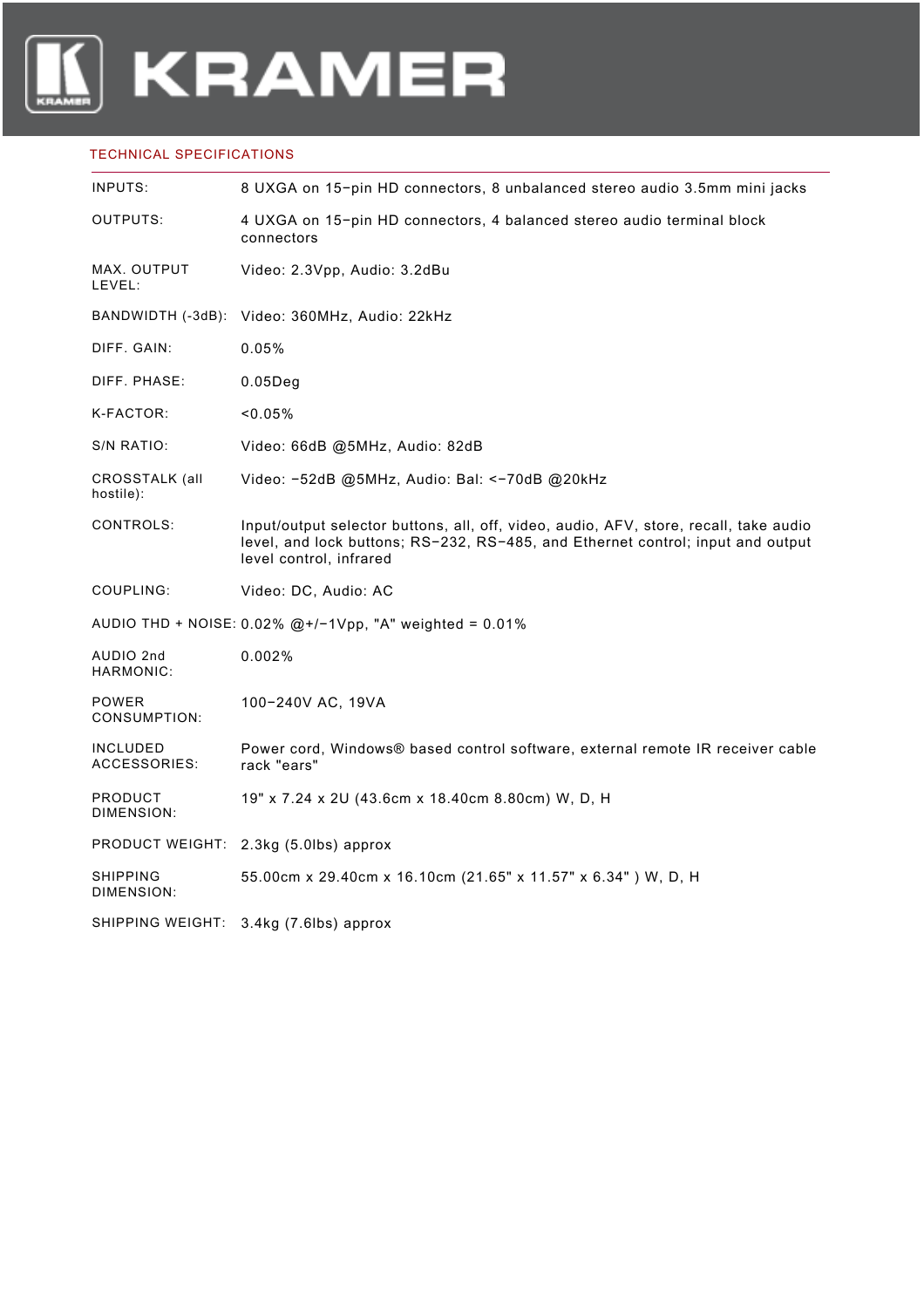# KRAMER

## TECHNICAL SPECIFICATIONS

| | |
|---|---|
| INPUTS: | 8 UXGA on 15−pin HD connectors, 8 unbalanced stereo audio 3.5mm mini jacks |
| OUTPUTS: | 4 UXGA on 15−pin HD connectors, 4 balanced stereo audio terminal block connectors |
| MAX. OUTPUT LEVEL: | Video: 2.3Vpp, Audio: 3.2dBu |
| BANDWIDTH (-3dB): | Video: 360MHz, Audio: 22kHz |
| DIFF. GAIN: | 0.05% |
| DIFF. PHASE: | 0.05Deg |
| K-FACTOR: | <0.05% |
| S/N RATIO: | Video: 66dB @5MHz, Audio: 82dB |
| CROSSTALK (all hostile): | Video: −52dB @5MHz, Audio: Bal: <−70dB @20kHz |
| CONTROLS: | Input/output selector buttons, all, off, video, audio, AFV, store, recall, take audio level, and lock buttons; RS−232, RS−485, and Ethernet control; input and output level control, infrared |
| COUPLING: | Video: DC, Audio: AC |
| AUDIO THD + NOISE: | 0.02% @+/−1Vpp, "A" weighted = 0.01% |
| AUDIO 2nd HARMONIC: | 0.002% |
| POWER CONSUMPTION: | 100−240V AC, 19VA |
| INCLUDED ACCESSORIES: | Power cord, Windows® based control software, external remote IR receiver cable rack "ears" |
| PRODUCT DIMENSION: | 19" x 7.24 x 2U (43.6cm x 18.40cm 8.80cm) W, D, H |
| PRODUCT WEIGHT: | 2.3kg (5.0lbs) approx |
| SHIPPING DIMENSION: | 55.00cm x 29.40cm x 16.10cm (21.65" x 11.57" x 6.34" ) W, D, H |
| SHIPPING WEIGHT: | 3.4kg (7.6lbs) approx |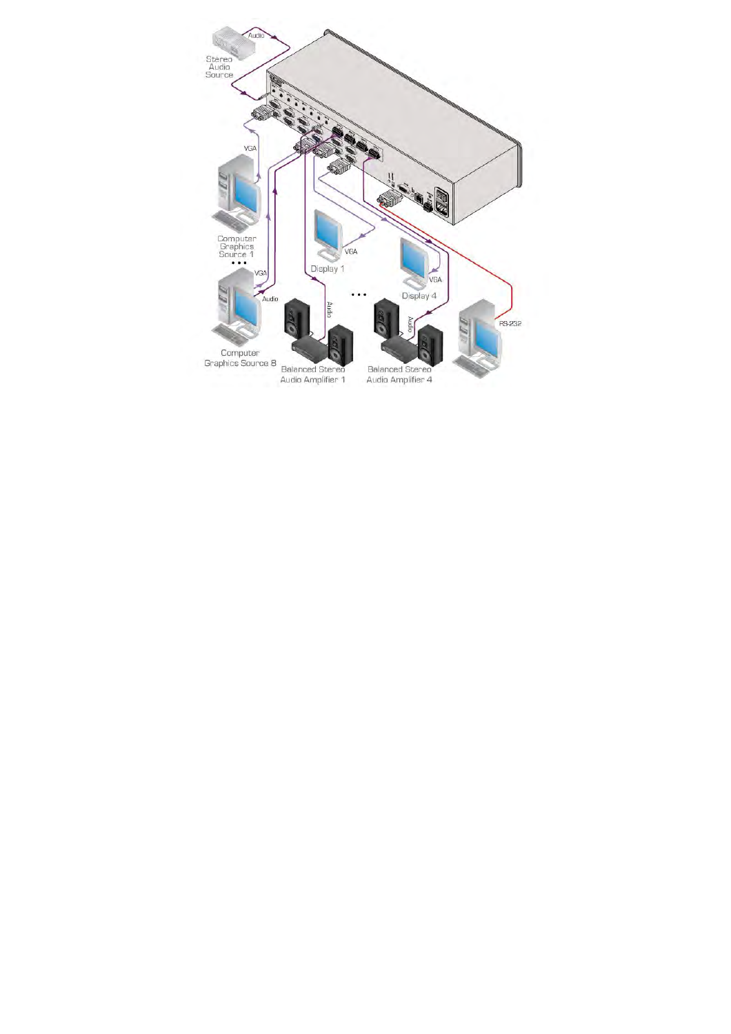Audio

Stereo
Audio
Source

VGA

Computer
Graphics
Source 1

VGA

Audio

Computer
Graphics Source 8

VGA

Display 1

Audio

Balanced Stereo
Audio Amplifier 1

VGA

Display 4

Audio

Balanced Stereo
Audio Amplifier 4

RS-232